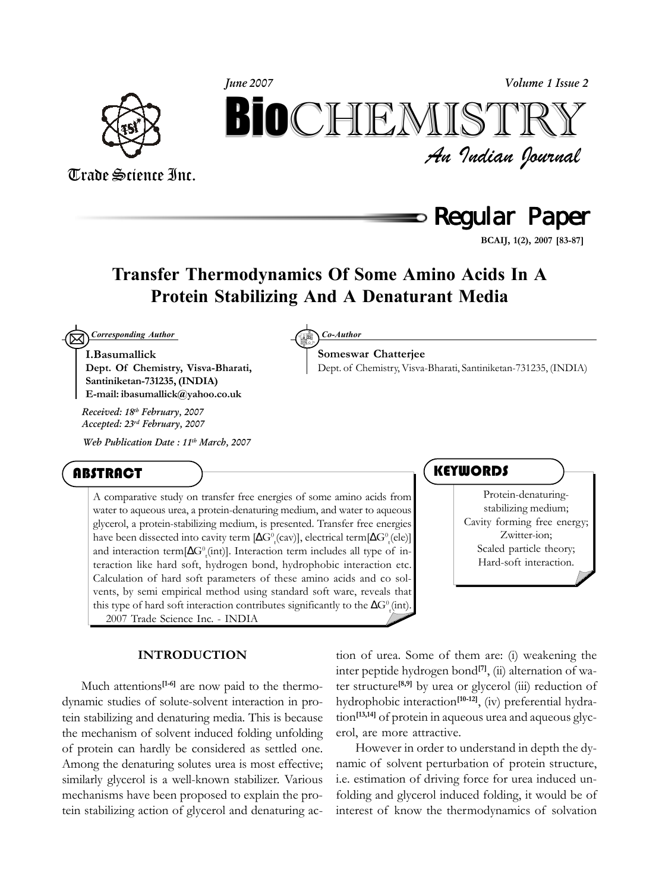# Transfer Thermodynamics Of Some Amino Acids In A Protein Stabilizing And A Denaturant Media

*Corresponding Author*

**I.Basumallick**
**Dept. Of Chemistry, Visva-Bharati, Santiniketan-731235, (INDIA)**
**E-mail: ibasumallick@yahoo.co.uk**

*Co-Author*

**Someswar Chatterjee**
Dept. of Chemistry, Visva-Bharati, Santiniketan-731235, (INDIA)

*Received: 18th February, 2007*
*Accepted: 23rd February, 2007*

*Web Publication Date : 11th March, 2007*

## ABSTRACT

A comparative study on transfer free energies of some amino acids from water to aqueous urea, a protein-denaturing medium, and water to aqueous glycerol, a protein-stabilizing medium, is presented. Transfer free energies have been dissected into cavity term [$\Delta G^0_t$(cav)], electrical term[$\Delta G^0_t$(ele)] and interaction term[$\Delta G^0_t$(int)]. Interaction term includes all type of interaction like hard soft, hydrogen bond, hydrophobic interaction etc. Calculation of hard soft parameters of these amino acids and co solvents, by semi empirical method using standard soft ware, reveals that this type of hard soft interaction contributes significantly to the $\Delta G^0_t$(int).
2007 Trade Science Inc. - INDIA

## KEYWORDS

Protein-denaturing-stabilizing medium;
Cavity forming free energy;
Zwitter-ion;
Scaled particle theory;
Hard-soft interaction.

## INTRODUCTION

Much attentions[1-6] are now paid to the thermodynamic studies of solute-solvent interaction in protein stabilizing and denaturing media. This is because the mechanism of solvent induced folding unfolding of protein can hardly be considered as settled one. Among the denaturing solutes urea is most effective; similarly glycerol is a well-known stabilizer. Various mechanisms have been proposed to explain the protein stabilizing action of glycerol and denaturing action of urea. Some of them are: (i) weakening the inter peptide hydrogen bond[7], (ii) alternation of water structure[8,9] by urea or glycerol (iii) reduction of hydrophobic interaction[10-12], (iv) preferential hydration[13,14] of protein in aqueous urea and aqueous glycerol, are more attractive.

However in order to understand in depth the dynamic of solvent perturbation of protein structure, i.e. estimation of driving force for urea induced unfolding and glycerol induced folding, it would be of interest of know the thermodynamics of solvation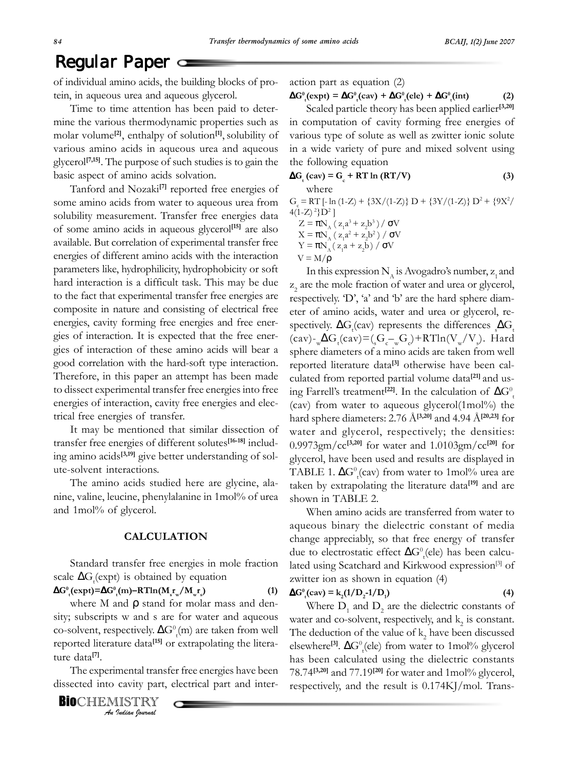of individual amino acids, the building blocks of protein, in aqueous urea and aqueous glycerol.

Time to time attention has been paid to determine the various thermodynamic properties such as molar volume[2], enthalpy of solution[1], solubility of various amino acids in aqueous urea and aqueous glycerol[7,15]. The purpose of such studies is to gain the basic aspect of amino acids solvation.

Tanford and Nozaki[7] reported free energies of some amino acids from water to aqueous urea from solubility measurement. Transfer free energies data of some amino acids in aqueous glycerol[15] are also available. But correlation of experimental transfer free energies of different amino acids with the interaction parameters like, hydrophilicity, hydrophobicity or soft hard interaction is a difficult task. This may be due to the fact that experimental transfer free energies are composite in nature and consisting of electrical free energies, cavity forming free energies and free energies of interaction. It is expected that the free energies of interaction of these amino acids will bear a good correlation with the hard-soft type interaction. Therefore, in this paper an attempt has been made to dissect experimental transfer free energies into free energies of interaction, cavity free energies and electrical free energies of transfer.

It may be mentioned that similar dissection of transfer free energies of different solutes[16-18] including amino acids[3,19] give better understanding of solute-solvent interactions.

The amino acids studied here are glycine, alanine, valine, leucine, phenylalanine in 1mol% of urea and 1mol% of glycerol.

## CALCULATION

Standard transfer free energies in mole fraction scale $\Delta G_t$(expt) is obtained by equation

$$\Delta G^0_t(\text{expt}) = \Delta G^0_t(\text{m}) - RT\ln(M_s r_w / M_w r_s) \quad (1)$$

where M and $\rho$ stand for molar mass and density; subscripts w and s are for water and aqueous co-solvent, respectively. $\Delta G^0_t$(m) are taken from well reported literature data[15] or extrapolating the literature data[7].

The experimental transfer free energies have been dissected into cavity part, electrical part and interaction part as equation (2)

$$\Delta G^0_t(\text{expt}) = \Delta G^0_t(\text{cav}) + \Delta G^0_t(\text{ele}) + \Delta G^0_t(\text{int}) \quad (2)$$

Scaled particle theory has been applied earlier[3,20] in computation of cavity forming free energies of various type of solute as well as zwitter ionic solute in a wide variety of pure and mixed solvent using the following equation

$$\Delta G_t(\text{cav}) = G_c + RT\ln(RT/V) \quad (3)$$

where

$G_c = RT\,[-\ln(1-Z) + \{3X/(1-Z)\}D + \{3Y/(1-Z)\}D^2 + \{9X^2/4(1-Z)^2\}D^2]$

$Z = \pi N_A(z_1a^3 + z_2b^3)/\sigma V$

$X = \pi N_A(z_1a^2 + z_2b^2)/\sigma V$

$Y = \pi N_A(z_1a + z_2b)/\sigma V$

$V = M/\rho$

In this expression $N_A$ is Avogadro's number, $z_1$ and $z_2$ are the mole fraction of water and urea or glycerol, respectively. 'D', 'a' and 'b' are the hard sphere diameter of amino acids, water and urea or glycerol, respectively. $\Delta G_t$(cav) represents the differences ${}_s\Delta G_t(\text{cav}) - {}_w\Delta G_t(\text{cav}) = ({}_sG_c - {}_wG_c) + RT\ln(V_w/V_s)$. Hard sphere diameters of a mino acids are taken from well reported literature data[3] otherwise have been calculated from reported partial volume data[21] and using Farrell's treatment[22]. In the calculation of $\Delta G^0_t$(cav) from water to aqueous glycerol(1mol%) the hard sphere diameters: 2.76 Å[3,20] and 4.94 Å[20,23] for water and glycerol, respectively; the densities: 0.9973gm/cc[3,20] for water and 1.0103gm/cc[20] for glycerol, have been used and results are displayed in TABLE 1. $\Delta G^0_t$(cav) from water to 1mol% urea are taken by extrapolating the literature data[19] and are shown in TABLE 2.

When amino acids are transferred from water to aqueous binary the dielectric constant of media change appreciably, so that free energy of transfer due to electrostatic effect $\Delta G^0_t$(ele) has been calculated using Scatchard and Kirkwood expression[3] of zwitter ion as shown in equation (4)

$$\Delta G^0_t(\text{cav}) = k_2(1/D_2 - 1/D_1) \quad (4)$$

Where $D_1$ and $D_2$ are the dielectric constants of water and co-solvent, respectively, and $k_2$ is constant. The deduction of the value of $k_2$ have been discussed elsewhere[3]. $\Delta G^0_t$(ele) from water to 1mol% glycerol has been calculated using the dielectric constants 78.74[3,20] and 77.19[20] for water and 1mol% glycerol, respectively, and the result is 0.174KJ/mol. Trans-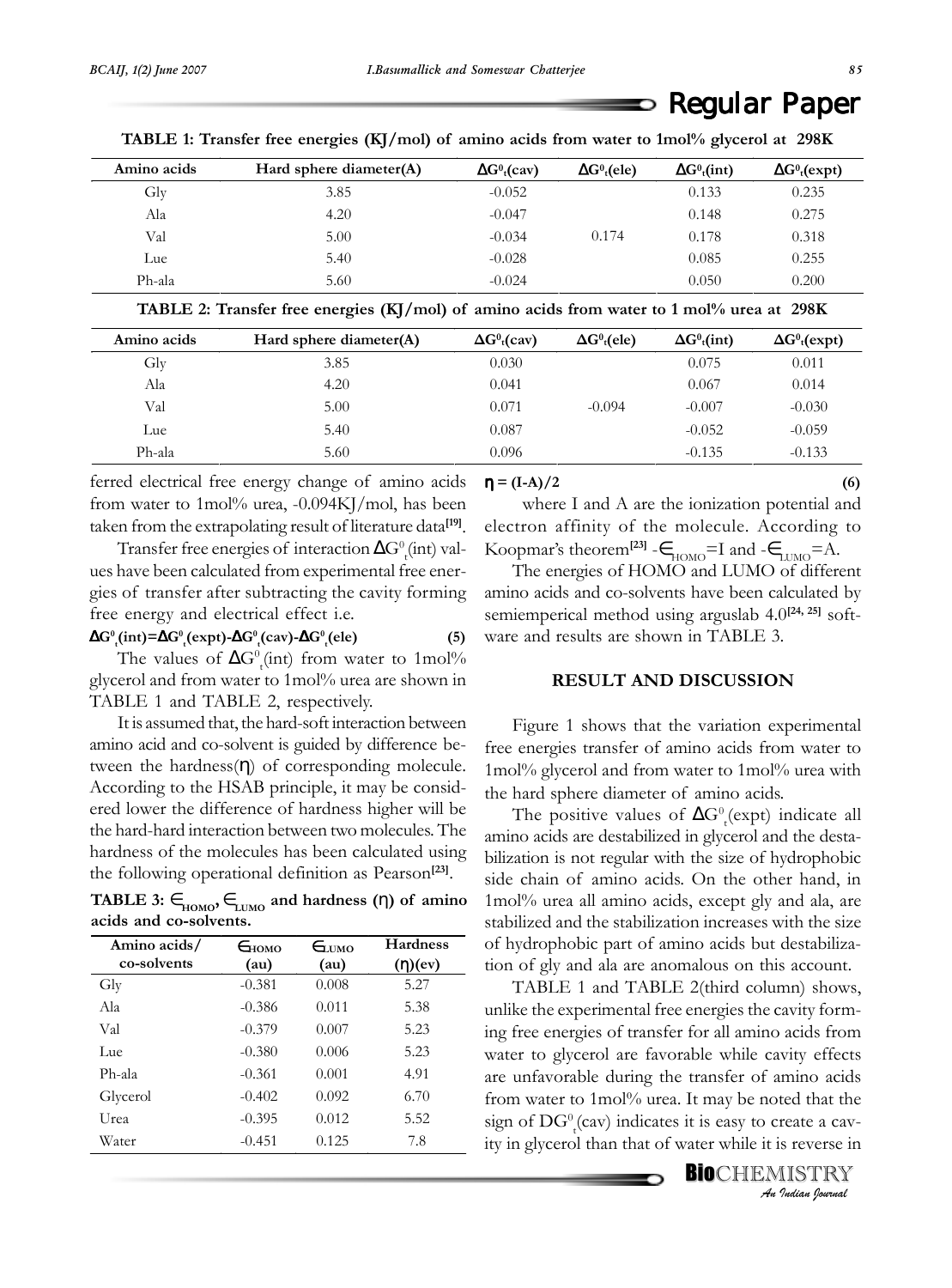**TABLE 1: Transfer free energies (KJ/mol) of amino acids from water to 1mol% glycerol at 298K**

| Amino acids | Hard sphere diameter(A) | $\Delta G^0_t$(cav) | $\Delta G^0_t$(ele) | $\Delta G^0_t$(int) | $\Delta G^0_t$(expt) |
|---|---|---|---|---|---|
| Gly | 3.85 | -0.052 | | 0.133 | 0.235 |
| Ala | 4.20 | -0.047 | | 0.148 | 0.275 |
| Val | 5.00 | -0.034 | 0.174 | 0.178 | 0.318 |
| Lue | 5.40 | -0.028 | | 0.085 | 0.255 |
| Ph-ala | 5.60 | -0.024 | | 0.050 | 0.200 |

**TABLE 2: Transfer free energies (KJ/mol) of amino acids from water to 1 mol% urea at 298K**

| Amino acids | Hard sphere diameter(A) | $\Delta G^0_t$(cav) | $\Delta G^0_t$(ele) | $\Delta G^0_t$(int) | $\Delta G^0_t$(expt) |
|---|---|---|---|---|---|
| Gly | 3.85 | 0.030 | | 0.075 | 0.011 |
| Ala | 4.20 | 0.041 | | 0.067 | 0.014 |
| Val | 5.00 | 0.071 | -0.094 | -0.007 | -0.030 |
| Lue | 5.40 | 0.087 | | -0.052 | -0.059 |
| Ph-ala | 5.60 | 0.096 | | -0.135 | -0.133 |

ferred electrical free energy change of amino acids from water to 1mol% urea, -0.094KJ/mol, has been taken from the extrapolating result of literature data[19].

Transfer free energies of interaction $\Delta G^0_t$(int) values have been calculated from experimental free energies of transfer after subtracting the cavity forming free energy and electrical effect i.e.

$$\Delta G^0_t(int)=\Delta G^0_t(expt)-\Delta G^0_t(cav)-\Delta G^0_t(ele) \quad (5)$$

The values of $\Delta G^0_t$(int) from water to 1mol% glycerol and from water to 1mol% urea are shown in TABLE 1 and TABLE 2, respectively.

It is assumed that, the hard-soft interaction between amino acid and co-solvent is guided by difference between the hardness($\eta$) of corresponding molecule. According to the HSAB principle, it may be considered lower the difference of hardness higher will be the hard-hard interaction between two molecules. The hardness of the molecules has been calculated using the following operational definition as Pearson[23].

**TABLE 3: $\in_{HOMO}$, $\in_{LUMO}$ and hardness ($\eta$) of amino acids and co-solvents.**

| Amino acids/ co-solvents | $\in_{HOMO}$ (au) | $\in_{LUMO}$ (au) | Hardness ($\eta$)(ev) |
|---|---|---|---|
| Gly | -0.381 | 0.008 | 5.27 |
| Ala | -0.386 | 0.011 | 5.38 |
| Val | -0.379 | 0.007 | 5.23 |
| Lue | -0.380 | 0.006 | 5.23 |
| Ph-ala | -0.361 | 0.001 | 4.91 |
| Glycerol | -0.402 | 0.092 | 6.70 |
| Urea | -0.395 | 0.012 | 5.52 |
| Water | -0.451 | 0.125 | 7.8 |

$$\eta = (I-A)/2 \quad (6)$$

where I and A are the ionization potential and electron affinity of the molecule. According to Koopmar's theorem[23] $-\in_{HOMO}=I$ and $-\in_{LUMO}=A$.

The energies of HOMO and LUMO of different amino acids and co-solvents have been calculated by semiemperical method using arguslab 4.0[24, 25] software and results are shown in TABLE 3.

## RESULT AND DISCUSSION

Figure 1 shows that the variation experimental free energies transfer of amino acids from water to 1mol% glycerol and from water to 1mol% urea with the hard sphere diameter of amino acids.

The positive values of $\Delta G^0_t$(expt) indicate all amino acids are destabilized in glycerol and the destabilization is not regular with the size of hydrophobic side chain of amino acids. On the other hand, in 1mol% urea all amino acids, except gly and ala, are stabilized and the stabilization increases with the size of hydrophobic part of amino acids but destabilization of gly and ala are anomalous on this account.

TABLE 1 and TABLE 2(third column) shows, unlike the experimental free energies the cavity forming free energies of transfer for all amino acids from water to glycerol are favorable while cavity effects are unfavorable during the transfer of amino acids from water to 1mol% urea. It may be noted that the sign of $DG^0_t$(cav) indicates it is easy to create a cavity in glycerol than that of water while it is reverse in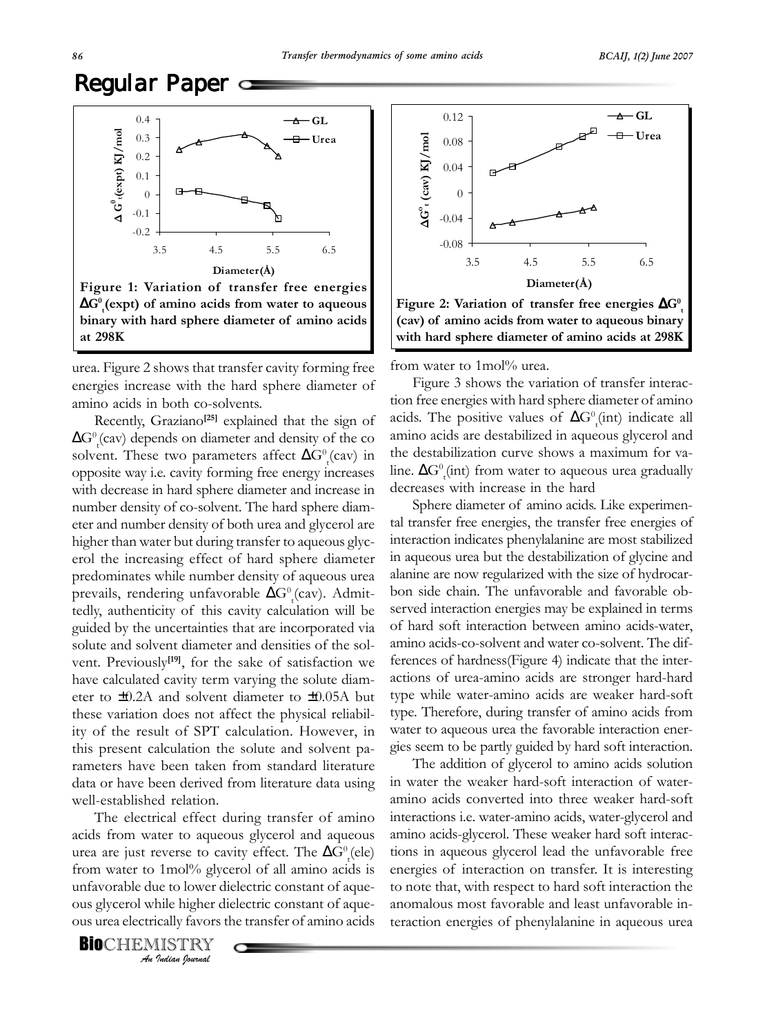Figure 1: Variation of transfer free energies $\Delta G^0_t$(expt) of amino acids from water to aqueous binary with hard sphere diameter of amino acids at 298K

Figure 2: Variation of transfer free energies $\Delta G^0_t$ (cav) of amino acids from water to aqueous binary with hard sphere diameter of amino acids at 298K

urea. Figure 2 shows that transfer cavity forming free energies increase with the hard sphere diameter of amino acids in both co-solvents.

Recently, Graziano[25] explained that the sign of $\Delta G^0_t$(cav) depends on diameter and density of the co solvent. These two parameters affect $\Delta G^0_t$(cav) in opposite way i.e. cavity forming free energy increases with decrease in hard sphere diameter and increase in number density of co-solvent. The hard sphere diameter and number density of both urea and glycerol are higher than water but during transfer to aqueous glycerol the increasing effect of hard sphere diameter predominates while number density of aqueous urea prevails, rendering unfavorable $\Delta G^0_t$(cav). Admittedly, authenticity of this cavity calculation will be guided by the uncertainties that are incorporated via solute and solvent diameter and densities of the solvent. Previously[19], for the sake of satisfaction we have calculated cavity term varying the solute diameter to ±0.2A and solvent diameter to ±0.05A but these variation does not affect the physical reliability of the result of SPT calculation. However, in this present calculation the solute and solvent parameters have been taken from standard literature data or have been derived from literature data using well-established relation.

The electrical effect during transfer of amino acids from water to aqueous glycerol and aqueous urea are just reverse to cavity effect. The $\Delta G^0_t$(ele) from water to 1mol% glycerol of all amino acids is unfavorable due to lower dielectric constant of aqueous glycerol while higher dielectric constant of aqueous urea electrically favors the transfer of amino acids from water to 1mol% urea.

Figure 3 shows the variation of transfer interaction free energies with hard sphere diameter of amino acids. The positive values of $\Delta G^0_t$(int) indicate all amino acids are destabilized in aqueous glycerol and the destabilization curve shows a maximum for valine. $\Delta G^0_t$(int) from water to aqueous urea gradually decreases with increase in the hard

Sphere diameter of amino acids. Like experimental transfer free energies, the transfer free energies of interaction indicates phenylalanine are most stabilized in aqueous urea but the destabilization of glycine and alanine are now regularized with the size of hydrocarbon side chain. The unfavorable and favorable observed interaction energies may be explained in terms of hard soft interaction between amino acids-water, amino acids-co-solvent and water co-solvent. The differences of hardness(Figure 4) indicate that the interactions of urea-amino acids are stronger hard-hard type while water-amino acids are weaker hard-soft type. Therefore, during transfer of amino acids from water to aqueous urea the favorable interaction energies seem to be partly guided by hard soft interaction.

The addition of glycerol to amino acids solution in water the weaker hard-soft interaction of water-amino acids converted into three weaker hard-soft interactions i.e. water-amino acids, water-glycerol and amino acids-glycerol. These weaker hard soft interactions in aqueous glycerol lead the unfavorable free energies of interaction on transfer. It is interesting to note that, with respect to hard soft interaction the anomalous most favorable and least unfavorable interaction energies of phenylalanine in aqueous urea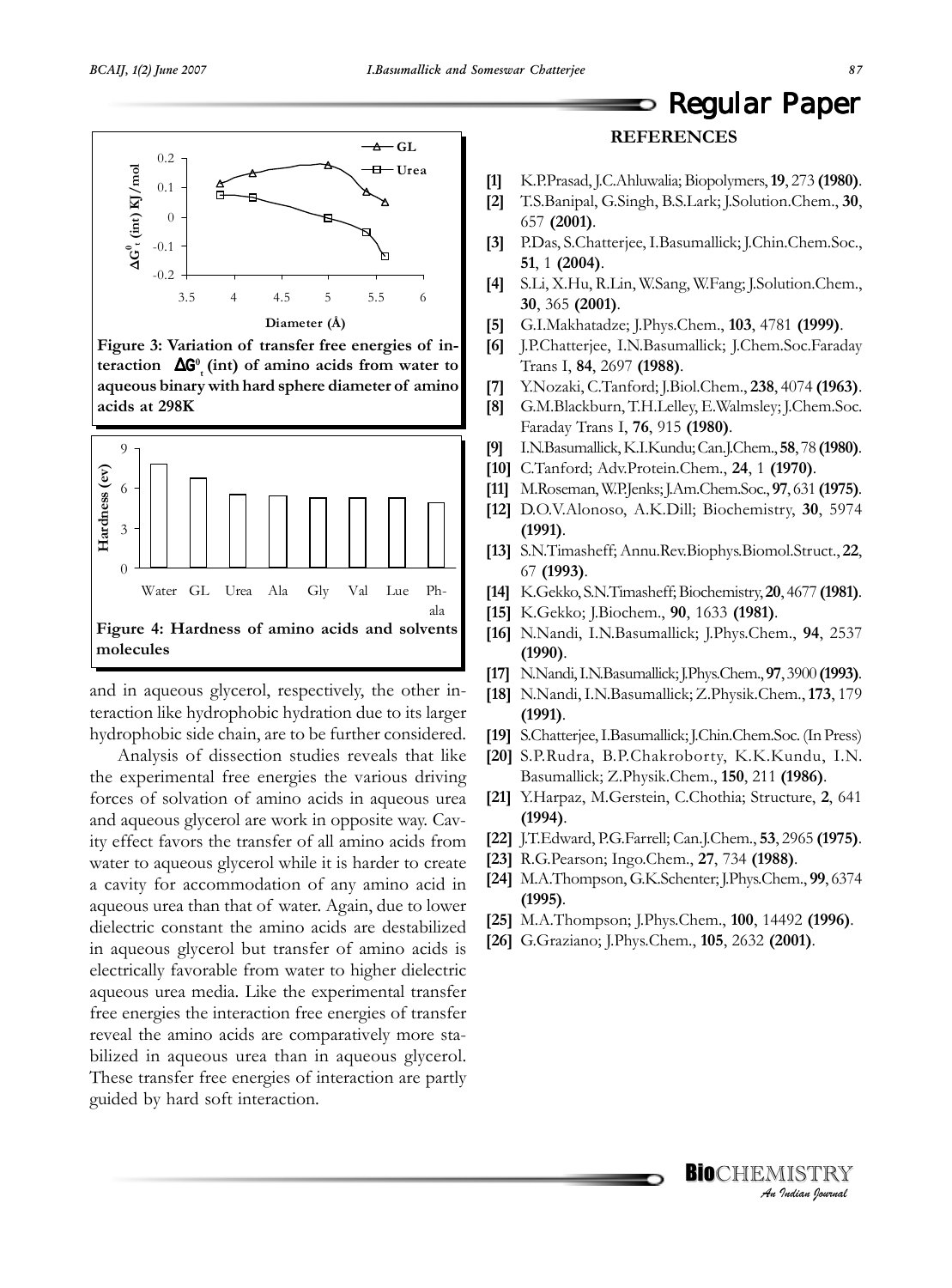Figure 3 (chart): legend entries GL and Urea; y-axis label $\Delta G^0_t$ (int) KJ/mol, y-axis ticks 0.2, 0.1, 0, -0.1, -0.2; x-axis label Diameter (Å), x-axis ticks 3.5, 4, 4.5, 5, 5.5, 6.

**Figure 3: Variation of transfer free energies of interaction $\Delta G^0_t$ (int) of amino acids from water to aqueous binary with hard sphere diameter of amino acids at 298K**

Figure 4 (chart): y-axis label Hardness (ev), y-axis ticks 0, 3, 6, 9; x-axis categories Water, GL, Urea, Ala, Gly, Val, Lue, Ph-ala.

**Figure 4: Hardness of amino acids and solvents molecules**

and in aqueous glycerol, respectively, the other interaction like hydrophobic hydration due to its larger hydrophobic side chain, are to be further considered.

Analysis of dissection studies reveals that like the experimental free energies the various driving forces of solvation of amino acids in aqueous urea and aqueous glycerol are work in opposite way. Cavity effect favors the transfer of all amino acids from water to aqueous glycerol while it is harder to create a cavity for accommodation of any amino acid in aqueous urea than that of water. Again, due to lower dielectric constant the amino acids are destabilized in aqueous glycerol but transfer of amino acids is electrically favorable from water to higher dielectric aqueous urea media. Like the experimental transfer free energies the interaction free energies of transfer reveal the amino acids are comparatively more stabilized in aqueous urea than in aqueous glycerol. These transfer free energies of interaction are partly guided by hard soft interaction.

## REFERENCES

**[1]** K.P.Prasad, J.C.Ahluwalia; Biopolymers, **19**, 273 **(1980)**.

**[2]** T.S.Banipal, G.Singh, B.S.Lark; J.Solution.Chem., **30**, 657 **(2001)**.

**[3]** P.Das, S.Chatterjee, I.Basumallick; J.Chin.Chem.Soc., **51**, 1 **(2004)**.

**[4]** S.Li, X.Hu, R.Lin, W.Sang, W.Fang; J.Solution.Chem., **30**, 365 **(2001)**.

**[5]** G.I.Makhatadze; J.Phys.Chem., **103**, 4781 **(1999)**.

**[6]** J.P.Chatterjee, I.N.Basumallick; J.Chem.Soc.Faraday Trans I, **84**, 2697 **(1988)**.

**[7]** Y.Nozaki, C.Tanford; J.Biol.Chem., **238**, 4074 **(1963)**.

**[8]** G.M.Blackburn, T.H.Lelley, E.Walmsley; J.Chem.Soc. Faraday Trans I, **76**, 915 **(1980)**.

**[9]** I.N.Basumallick, K.I.Kundu; Can.J.Chem., **58**, 78 **(1980)**.

**[10]** C.Tanford; Adv.Protein.Chem., **24**, 1 **(1970)**.

**[11]** M.Roseman, W.P.Jenks; J.Am.Chem.Soc., **97**, 631 **(1975)**.

**[12]** D.O.V.Alonoso, A.K.Dill; Biochemistry, **30**, 5974 **(1991)**.

**[13]** S.N.Timasheff; Annu.Rev.Biophys.Biomol.Struct., **22**, 67 **(1993)**.

**[14]** K.Gekko, S.N.Timasheff; Biochemistry, **20**, 4677 **(1981)**.

**[15]** K.Gekko; J.Biochem., **90**, 1633 **(1981)**.

**[16]** N.Nandi, I.N.Basumallick; J.Phys.Chem., **94**, 2537 **(1990)**.

**[17]** N.Nandi, I.N.Basumallick; J.Phys.Chem., **97**, 3900 **(1993)**.

**[18]** N.Nandi, I.N.Basumallick; Z.Physik.Chem., **173**, 179 **(1991)**.

**[19]** S.Chatterjee, I.Basumallick; J.Chin.Chem.Soc. (In Press)

**[20]** S.P.Rudra, B.P.Chakroborty, K.K.Kundu, I.N. Basumallick; Z.Physik.Chem., **150**, 211 **(1986)**.

**[21]** Y.Harpaz, M.Gerstein, C.Chothia; Structure, **2**, 641 **(1994)**.

**[22]** J.T.Edward, P.G.Farrell; Can.J.Chem., **53**, 2965 **(1975)**.

**[23]** R.G.Pearson; Ingo.Chem., **27**, 734 **(1988)**.

**[24]** M.A.Thompson, G.K.Schenter; J.Phys.Chem., **99**, 6374 **(1995)**.

**[25]** M.A.Thompson; J.Phys.Chem., **100**, 14492 **(1996)**.

**[26]** G.Graziano; J.Phys.Chem., **105**, 2632 **(2001)**.